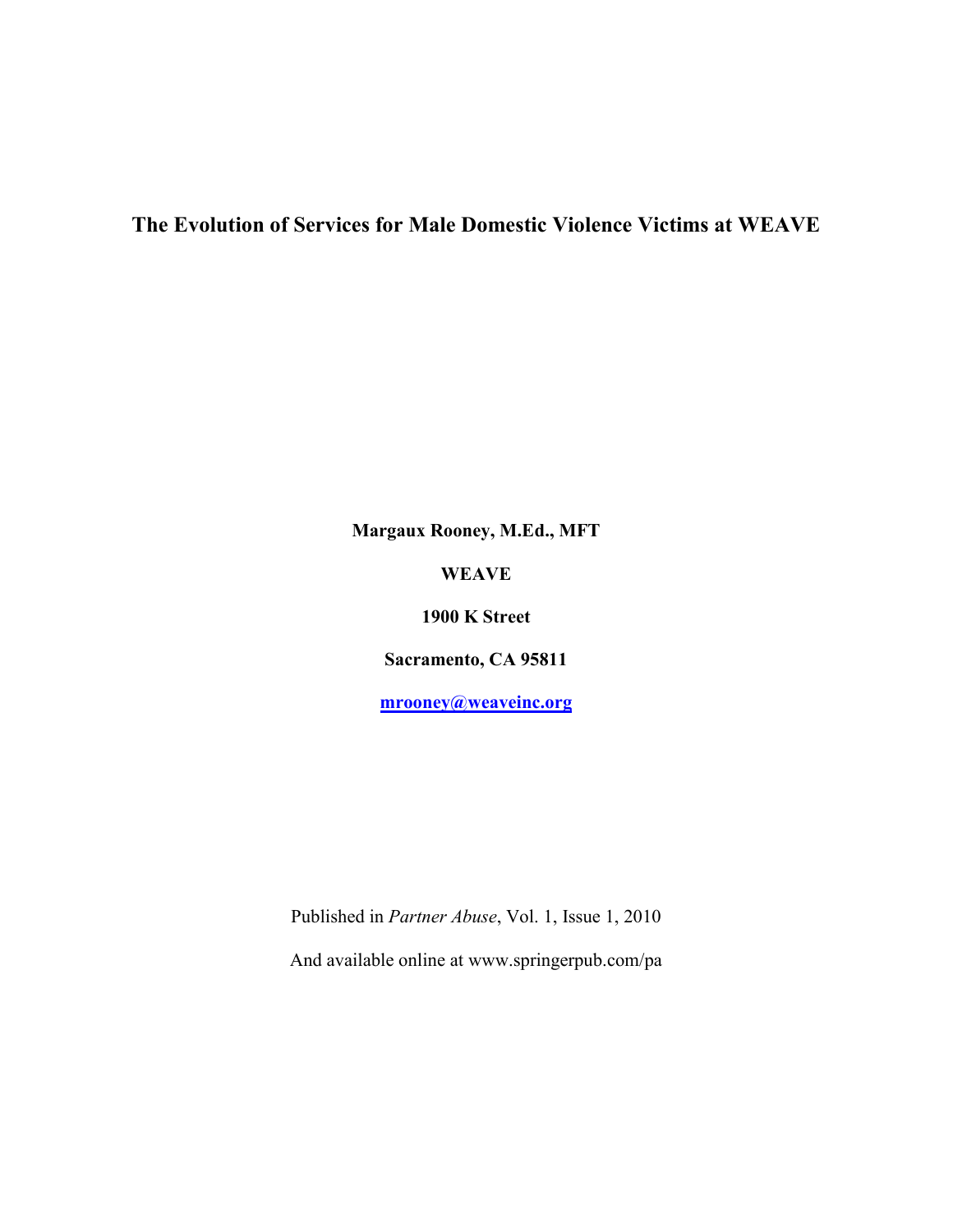# The Evolution of Services for Male Domestic Violence Victims at WEAVE

**Margaux Rooney, M.Ed., MFT**

**WEAVE**

**1900 K Street**

**Sacramento, CA 95811**

**mrooney@weaveinc.org**

Published in *Partner Abuse*, Vol. 1, Issue 1, 2010

And available online at www.springerpub.com/pa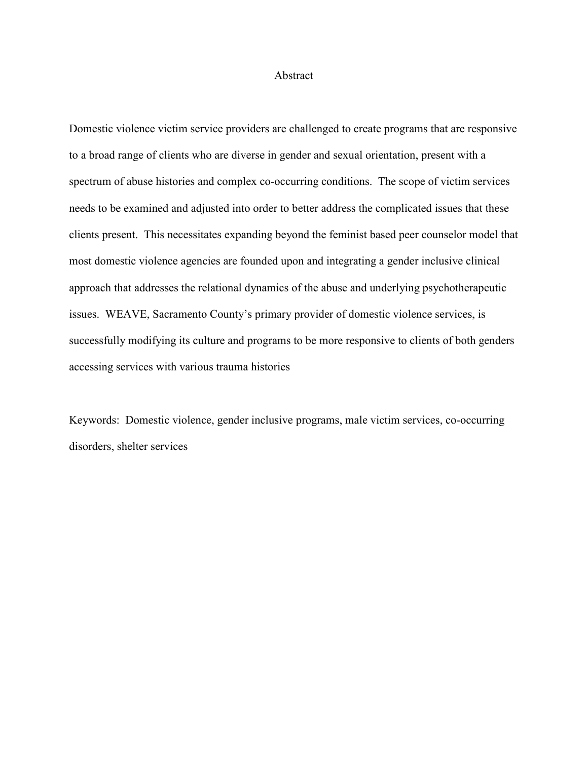# Abstract

Domestic violence victim service providers are challenged to create programs that are responsive to a broad range of clients who are diverse in gender and sexual orientation, present with a spectrum of abuse histories and complex co-occurring conditions. The scope of victim services needs to be examined and adjusted into order to better address the complicated issues that these clients present. This necessitates expanding beyond the feminist based peer counselor model that most domestic violence agencies are founded upon and integrating a gender inclusive clinical approach that addresses the relational dynamics of the abuse and underlying psychotherapeutic issues. WEAVE, Sacramento County's primary provider of domestic violence services, is successfully modifying its culture and programs to be more responsive to clients of both genders accessing services with various trauma histories

Keywords: Domestic violence, gender inclusive programs, male victim services, co-occurring disorders, shelter services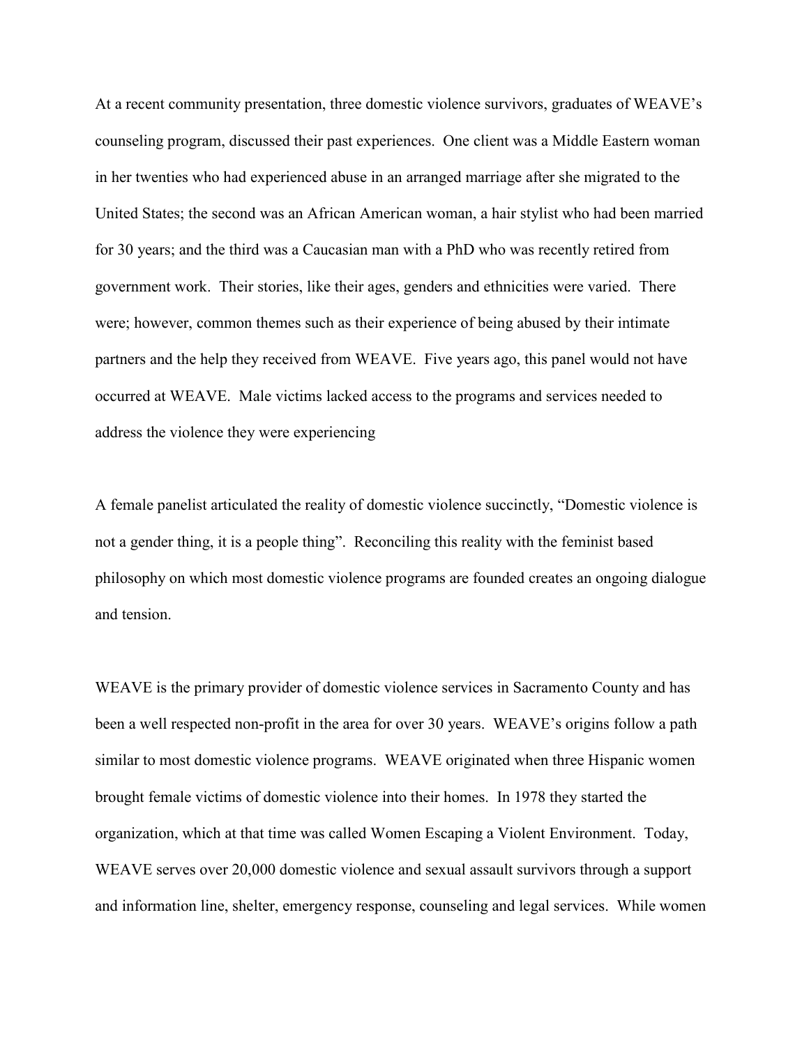At a recent community presentation, three domestic violence survivors, graduates of WEAVE's counseling program, discussed their past experiences. One client was a Middle Eastern woman in her twenties who had experienced abuse in an arranged marriage after she migrated to the United States; the second was an African American woman, a hair stylist who had been married for 30 years; and the third was a Caucasian man with a PhD who was recently retired from government work. Their stories, like their ages, genders and ethnicities were varied. There were; however, common themes such as their experience of being abused by their intimate partners and the help they received from WEAVE. Five years ago, this panel would not have occurred at WEAVE. Male victims lacked access to the programs and services needed to address the violence they were experiencing

A female panelist articulated the reality of domestic violence succinctly, "Domestic violence is not a gender thing, it is a people thing". Reconciling this reality with the feminist based philosophy on which most domestic violence programs are founded creates an ongoing dialogue and tension.

WEAVE is the primary provider of domestic violence services in Sacramento County and has been a well respected non-profit in the area for over 30 years. WEAVE's origins follow a path similar to most domestic violence programs. WEAVE originated when three Hispanic women brought female victims of domestic violence into their homes. In 1978 they started the organization, which at that time was called Women Escaping a Violent Environment. Today, WEAVE serves over 20,000 domestic violence and sexual assault survivors through a support and information line, shelter, emergency response, counseling and legal services. While women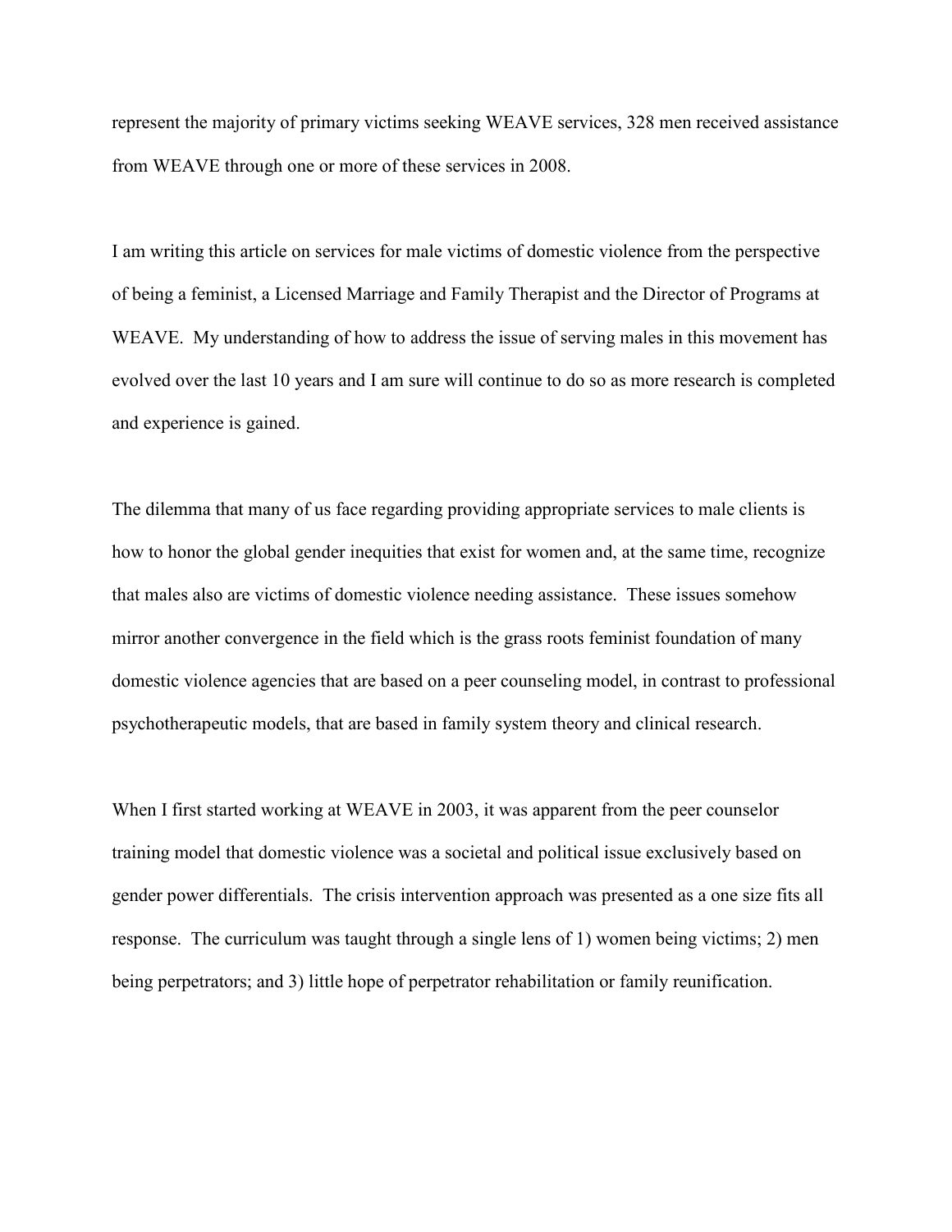represent the majority of primary victims seeking WEAVE services, 328 men received assistance from WEAVE through one or more of these services in 2008.

I am writing this article on services for male victims of domestic violence from the perspective of being a feminist, a Licensed Marriage and Family Therapist and the Director of Programs at WEAVE. My understanding of how to address the issue of serving males in this movement has evolved over the last 10 years and I am sure will continue to do so as more research is completed and experience is gained.

The dilemma that many of us face regarding providing appropriate services to male clients is how to honor the global gender inequities that exist for women and, at the same time, recognize that males also are victims of domestic violence needing assistance. These issues somehow mirror another convergence in the field which is the grass roots feminist foundation of many domestic violence agencies that are based on a peer counseling model, in contrast to professional psychotherapeutic models, that are based in family system theory and clinical research.

When I first started working at WEAVE in 2003, it was apparent from the peer counselor training model that domestic violence was a societal and political issue exclusively based on gender power differentials. The crisis intervention approach was presented as a one size fits all response. The curriculum was taught through a single lens of 1) women being victims; 2) men being perpetrators; and 3) little hope of perpetrator rehabilitation or family reunification.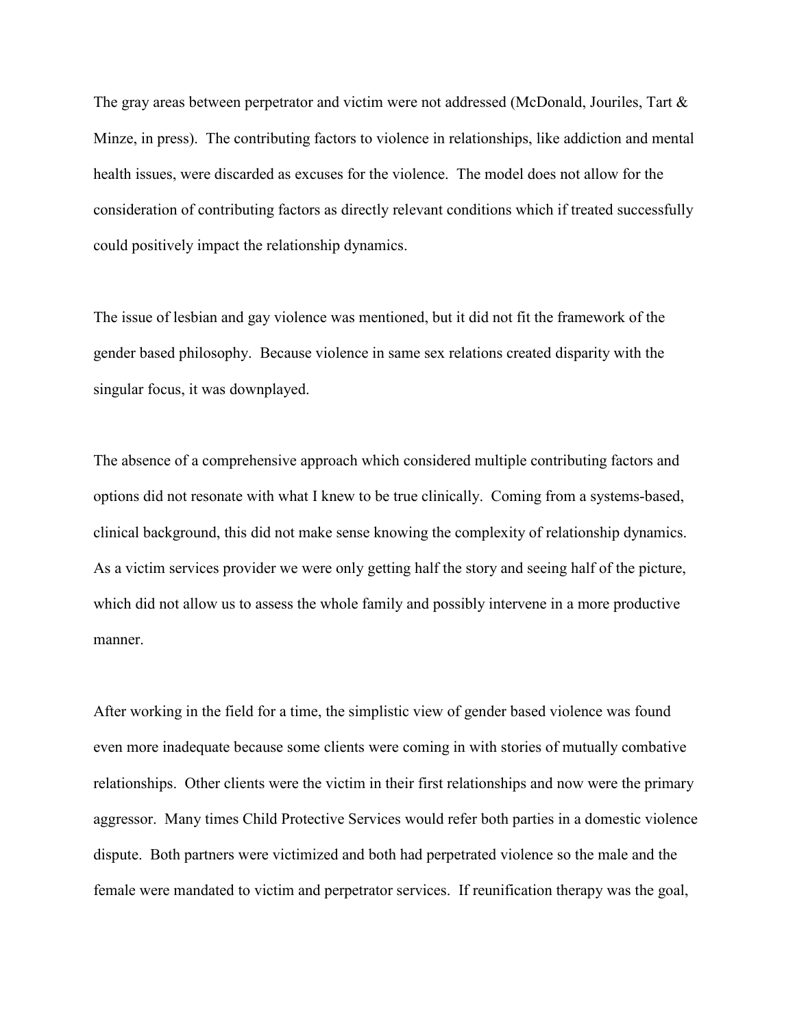The gray areas between perpetrator and victim were not addressed (McDonald, Jouriles, Tart & Minze, in press). The contributing factors to violence in relationships, like addiction and mental health issues, were discarded as excuses for the violence. The model does not allow for the consideration of contributing factors as directly relevant conditions which if treated successfully could positively impact the relationship dynamics.

The issue of lesbian and gay violence was mentioned, but it did not fit the framework of the gender based philosophy. Because violence in same sex relations created disparity with the singular focus, it was downplayed.

The absence of a comprehensive approach which considered multiple contributing factors and options did not resonate with what I knew to be true clinically. Coming from a systems-based, clinical background, this did not make sense knowing the complexity of relationship dynamics. As a victim services provider we were only getting half the story and seeing half of the picture, which did not allow us to assess the whole family and possibly intervene in a more productive manner.

After working in the field for a time, the simplistic view of gender based violence was found even more inadequate because some clients were coming in with stories of mutually combative relationships. Other clients were the victim in their first relationships and now were the primary aggressor. Many times Child Protective Services would refer both parties in a domestic violence dispute. Both partners were victimized and both had perpetrated violence so the male and the female were mandated to victim and perpetrator services. If reunification therapy was the goal,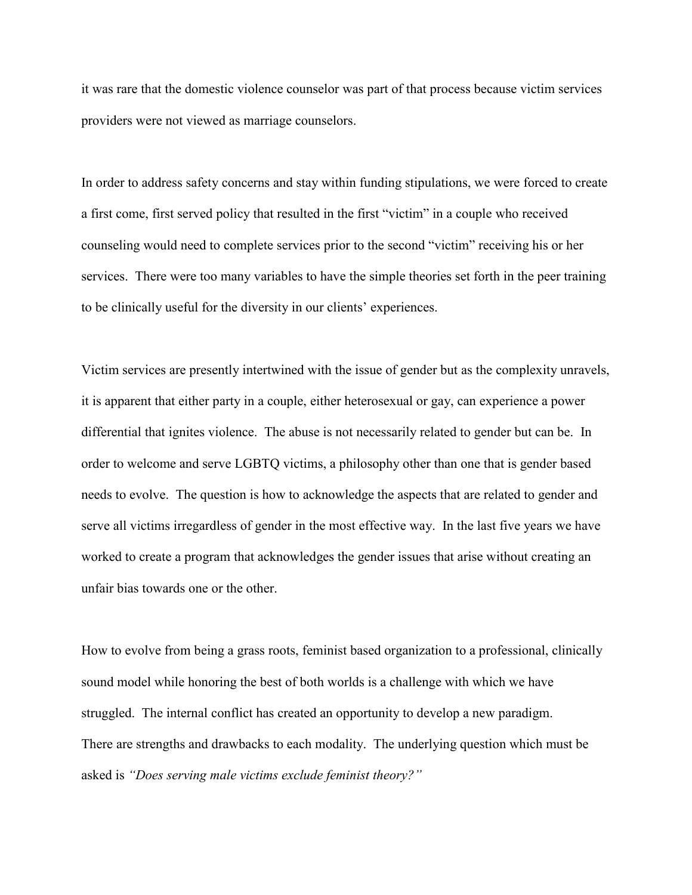it was rare that the domestic violence counselor was part of that process because victim services providers were not viewed as marriage counselors.

In order to address safety concerns and stay within funding stipulations, we were forced to create a first come, first served policy that resulted in the first "victim" in a couple who received counseling would need to complete services prior to the second "victim" receiving his or her services. There were too many variables to have the simple theories set forth in the peer training to be clinically useful for the diversity in our clients' experiences.

Victim services are presently intertwined with the issue of gender but as the complexity unravels, it is apparent that either party in a couple, either heterosexual or gay, can experience a power differential that ignites violence. The abuse is not necessarily related to gender but can be. In order to welcome and serve LGBTQ victims, a philosophy other than one that is gender based needs to evolve. The question is how to acknowledge the aspects that are related to gender and serve all victims irregardless of gender in the most effective way. In the last five years we have worked to create a program that acknowledges the gender issues that arise without creating an unfair bias towards one or the other.

How to evolve from being a grass roots, feminist based organization to a professional, clinically sound model while honoring the best of both worlds is a challenge with which we have struggled. The internal conflict has created an opportunity to develop a new paradigm. There are strengths and drawbacks to each modality. The underlying question which must be asked is *"Does serving male victims exclude feminist theory?"*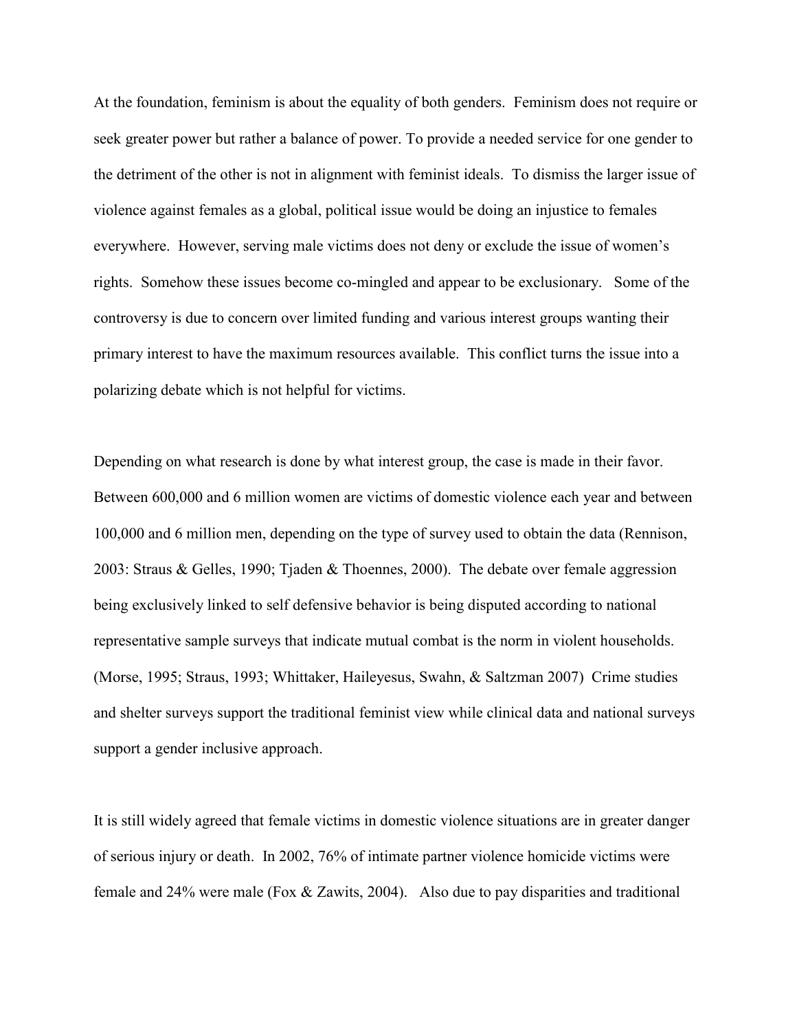At the foundation, feminism is about the equality of both genders. Feminism does not require or seek greater power but rather a balance of power. To provide a needed service for one gender to the detriment of the other is not in alignment with feminist ideals. To dismiss the larger issue of violence against females as a global, political issue would be doing an injustice to females everywhere. However, serving male victims does not deny or exclude the issue of women's rights. Somehow these issues become co-mingled and appear to be exclusionary. Some of the controversy is due to concern over limited funding and various interest groups wanting their primary interest to have the maximum resources available. This conflict turns the issue into a polarizing debate which is not helpful for victims.

Depending on what research is done by what interest group, the case is made in their favor. Between 600,000 and 6 million women are victims of domestic violence each year and between 100,000 and 6 million men, depending on the type of survey used to obtain the data (Rennison, 2003: Straus & Gelles, 1990; Tjaden & Thoennes, 2000). The debate over female aggression being exclusively linked to self defensive behavior is being disputed according to national representative sample surveys that indicate mutual combat is the norm in violent households. (Morse, 1995; Straus, 1993; Whittaker, Haileyesus, Swahn, & Saltzman 2007) Crime studies and shelter surveys support the traditional feminist view while clinical data and national surveys support a gender inclusive approach.

It is still widely agreed that female victims in domestic violence situations are in greater danger of serious injury or death. In 2002, 76% of intimate partner violence homicide victims were female and 24% were male (Fox & Zawits, 2004). Also due to pay disparities and traditional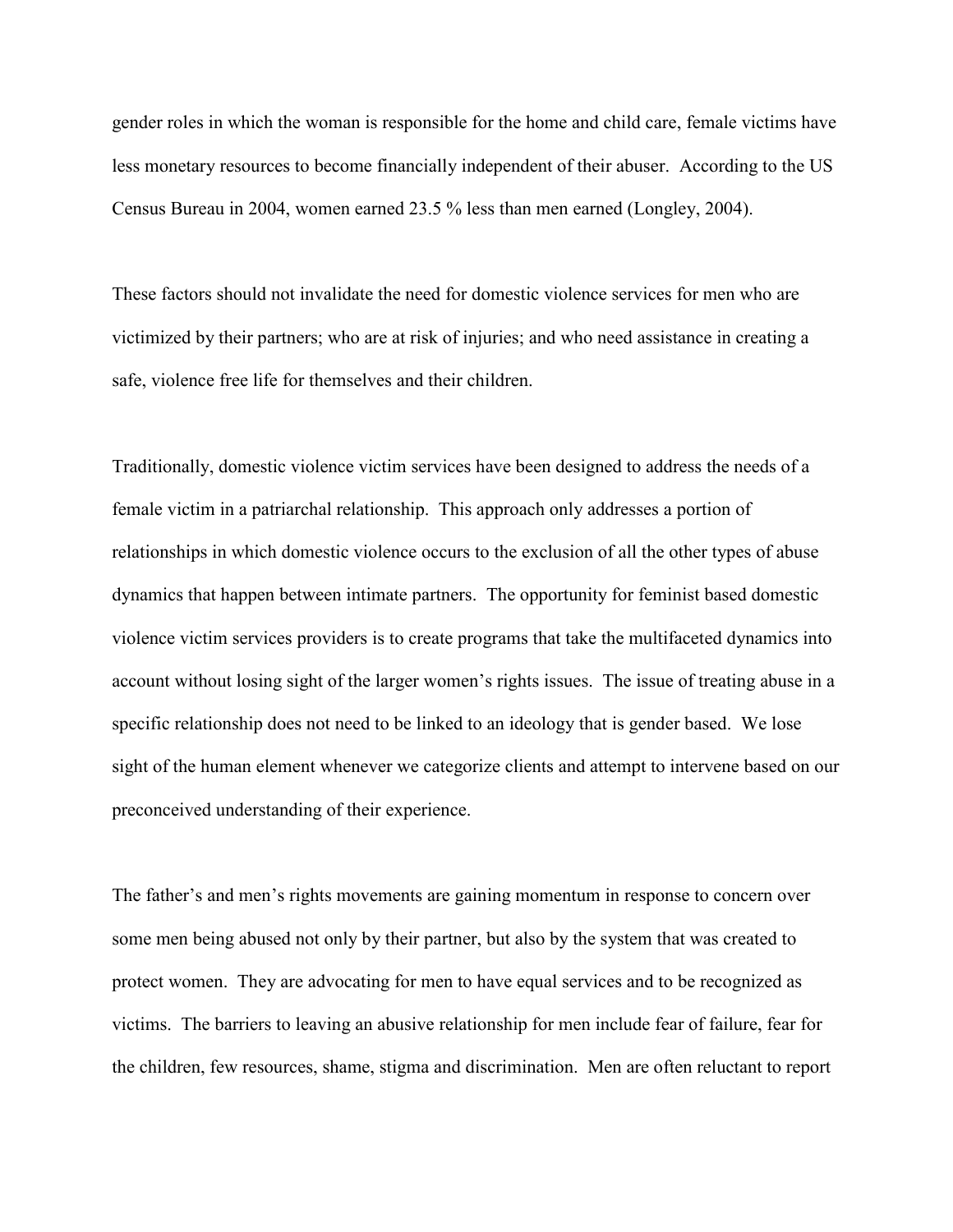gender roles in which the woman is responsible for the home and child care, female victims have less monetary resources to become financially independent of their abuser. According to the US Census Bureau in 2004, women earned 23.5 % less than men earned (Longley, 2004).

These factors should not invalidate the need for domestic violence services for men who are victimized by their partners; who are at risk of injuries; and who need assistance in creating a safe, violence free life for themselves and their children.

Traditionally, domestic violence victim services have been designed to address the needs of a female victim in a patriarchal relationship. This approach only addresses a portion of relationships in which domestic violence occurs to the exclusion of all the other types of abuse dynamics that happen between intimate partners. The opportunity for feminist based domestic violence victim services providers is to create programs that take the multifaceted dynamics into account without losing sight of the larger women's rights issues. The issue of treating abuse in a specific relationship does not need to be linked to an ideology that is gender based. We lose sight of the human element whenever we categorize clients and attempt to intervene based on our preconceived understanding of their experience.

The father's and men's rights movements are gaining momentum in response to concern over some men being abused not only by their partner, but also by the system that was created to protect women. They are advocating for men to have equal services and to be recognized as victims. The barriers to leaving an abusive relationship for men include fear of failure, fear for the children, few resources, shame, stigma and discrimination. Men are often reluctant to report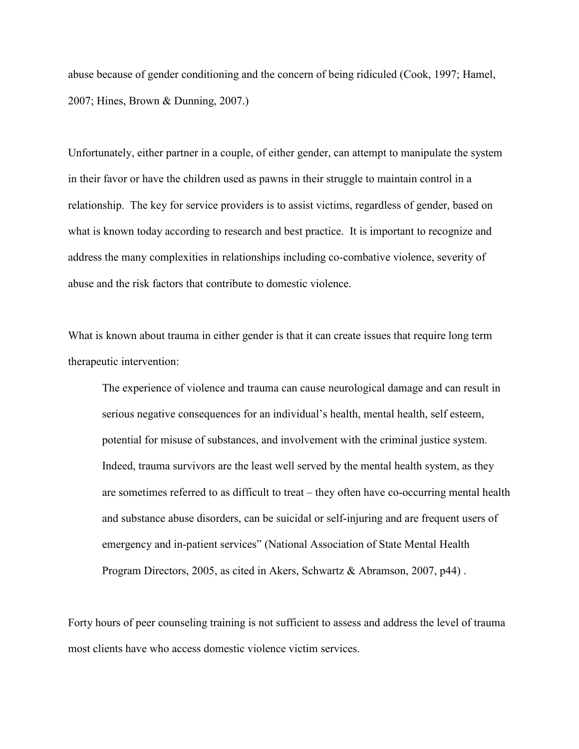abuse because of gender conditioning and the concern of being ridiculed (Cook, 1997; Hamel, 2007; Hines, Brown & Dunning, 2007.)

Unfortunately, either partner in a couple, of either gender, can attempt to manipulate the system in their favor or have the children used as pawns in their struggle to maintain control in a relationship. The key for service providers is to assist victims, regardless of gender, based on what is known today according to research and best practice. It is important to recognize and address the many complexities in relationships including co-combative violence, severity of abuse and the risk factors that contribute to domestic violence.

What is known about trauma in either gender is that it can create issues that require long term therapeutic intervention:

> The experience of violence and trauma can cause neurological damage and can result in serious negative consequences for an individual's health, mental health, self esteem, potential for misuse of substances, and involvement with the criminal justice system. Indeed, trauma survivors are the least well served by the mental health system, as they are sometimes referred to as difficult to treat – they often have co-occurring mental health and substance abuse disorders, can be suicidal or self-injuring and are frequent users of emergency and in-patient services" (National Association of State Mental Health Program Directors, 2005, as cited in Akers, Schwartz & Abramson, 2007, p44) .

Forty hours of peer counseling training is not sufficient to assess and address the level of trauma most clients have who access domestic violence victim services.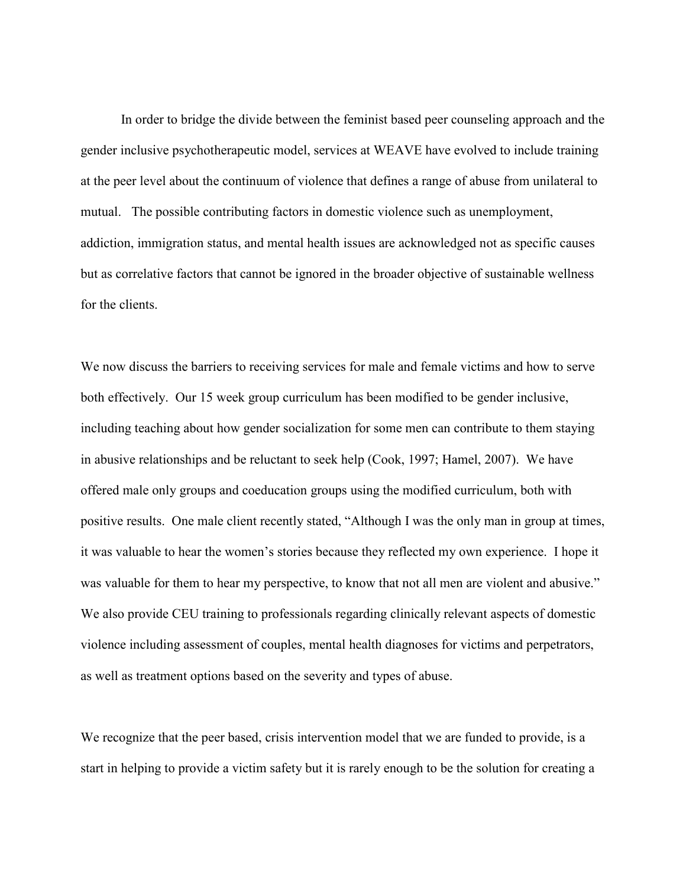In order to bridge the divide between the feminist based peer counseling approach and the gender inclusive psychotherapeutic model, services at WEAVE have evolved to include training at the peer level about the continuum of violence that defines a range of abuse from unilateral to mutual. The possible contributing factors in domestic violence such as unemployment, addiction, immigration status, and mental health issues are acknowledged not as specific causes but as correlative factors that cannot be ignored in the broader objective of sustainable wellness for the clients.

We now discuss the barriers to receiving services for male and female victims and how to serve both effectively. Our 15 week group curriculum has been modified to be gender inclusive, including teaching about how gender socialization for some men can contribute to them staying in abusive relationships and be reluctant to seek help (Cook, 1997; Hamel, 2007). We have offered male only groups and coeducation groups using the modified curriculum, both with positive results. One male client recently stated, "Although I was the only man in group at times, it was valuable to hear the women's stories because they reflected my own experience. I hope it was valuable for them to hear my perspective, to know that not all men are violent and abusive." We also provide CEU training to professionals regarding clinically relevant aspects of domestic violence including assessment of couples, mental health diagnoses for victims and perpetrators, as well as treatment options based on the severity and types of abuse.

We recognize that the peer based, crisis intervention model that we are funded to provide, is a start in helping to provide a victim safety but it is rarely enough to be the solution for creating a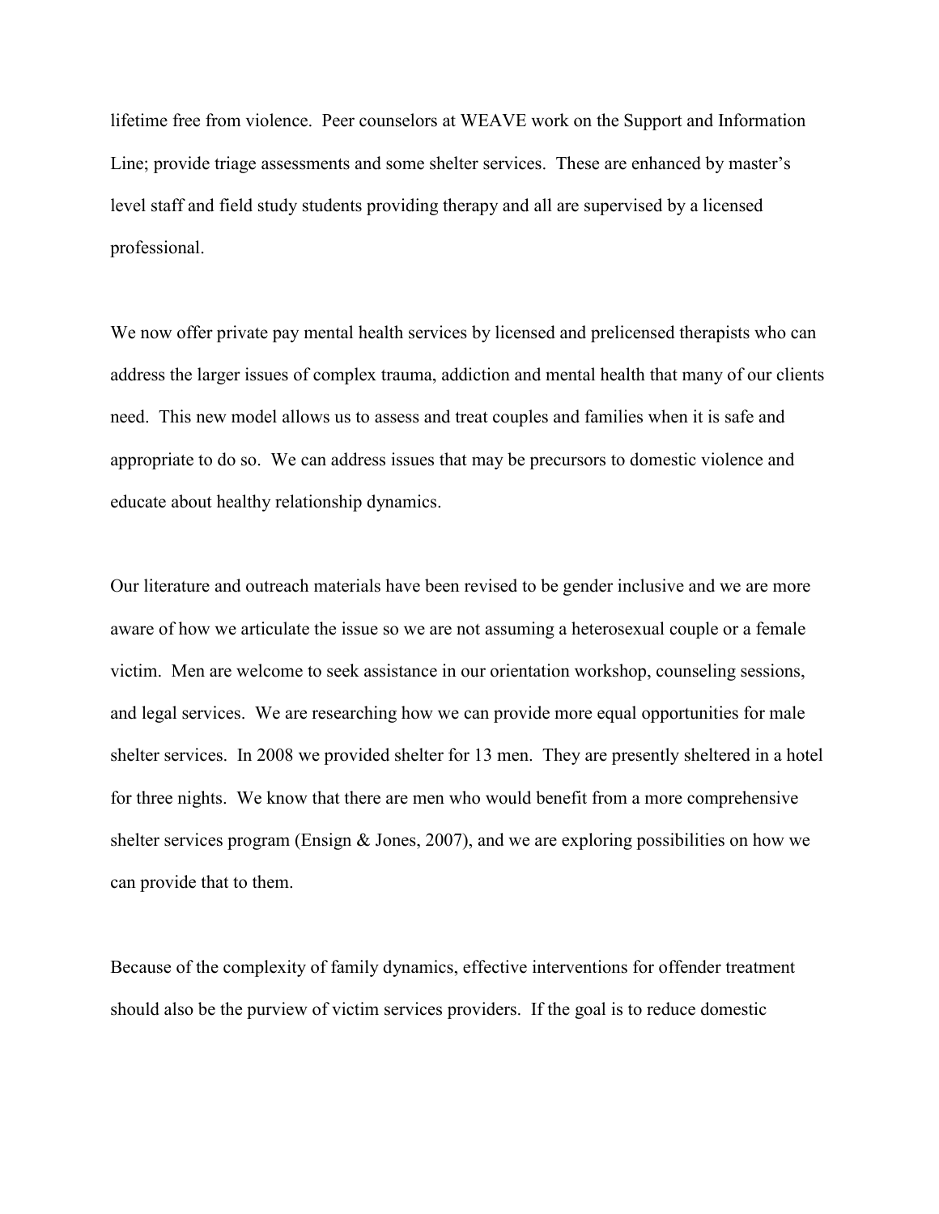lifetime free from violence. Peer counselors at WEAVE work on the Support and Information Line; provide triage assessments and some shelter services. These are enhanced by master's level staff and field study students providing therapy and all are supervised by a licensed professional.

We now offer private pay mental health services by licensed and prelicensed therapists who can address the larger issues of complex trauma, addiction and mental health that many of our clients need. This new model allows us to assess and treat couples and families when it is safe and appropriate to do so. We can address issues that may be precursors to domestic violence and educate about healthy relationship dynamics.

Our literature and outreach materials have been revised to be gender inclusive and we are more aware of how we articulate the issue so we are not assuming a heterosexual couple or a female victim. Men are welcome to seek assistance in our orientation workshop, counseling sessions, and legal services. We are researching how we can provide more equal opportunities for male shelter services. In 2008 we provided shelter for 13 men. They are presently sheltered in a hotel for three nights. We know that there are men who would benefit from a more comprehensive shelter services program (Ensign & Jones, 2007), and we are exploring possibilities on how we can provide that to them.

Because of the complexity of family dynamics, effective interventions for offender treatment should also be the purview of victim services providers. If the goal is to reduce domestic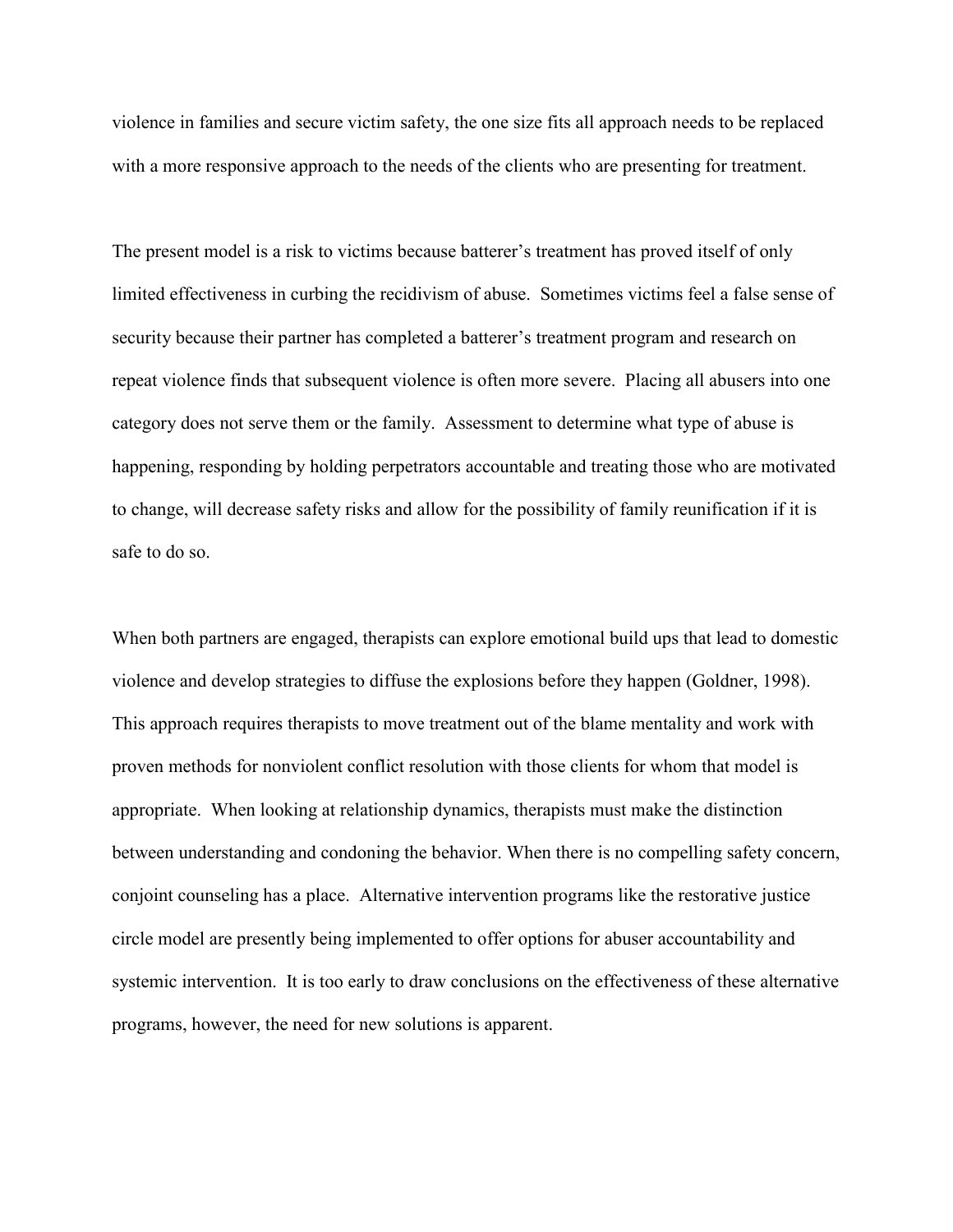violence in families and secure victim safety, the one size fits all approach needs to be replaced with a more responsive approach to the needs of the clients who are presenting for treatment.

The present model is a risk to victims because batterer's treatment has proved itself of only limited effectiveness in curbing the recidivism of abuse. Sometimes victims feel a false sense of security because their partner has completed a batterer's treatment program and research on repeat violence finds that subsequent violence is often more severe. Placing all abusers into one category does not serve them or the family. Assessment to determine what type of abuse is happening, responding by holding perpetrators accountable and treating those who are motivated to change, will decrease safety risks and allow for the possibility of family reunification if it is safe to do so.

When both partners are engaged, therapists can explore emotional build ups that lead to domestic violence and develop strategies to diffuse the explosions before they happen (Goldner, 1998). This approach requires therapists to move treatment out of the blame mentality and work with proven methods for nonviolent conflict resolution with those clients for whom that model is appropriate. When looking at relationship dynamics, therapists must make the distinction between understanding and condoning the behavior. When there is no compelling safety concern, conjoint counseling has a place. Alternative intervention programs like the restorative justice circle model are presently being implemented to offer options for abuser accountability and systemic intervention. It is too early to draw conclusions on the effectiveness of these alternative programs, however, the need for new solutions is apparent.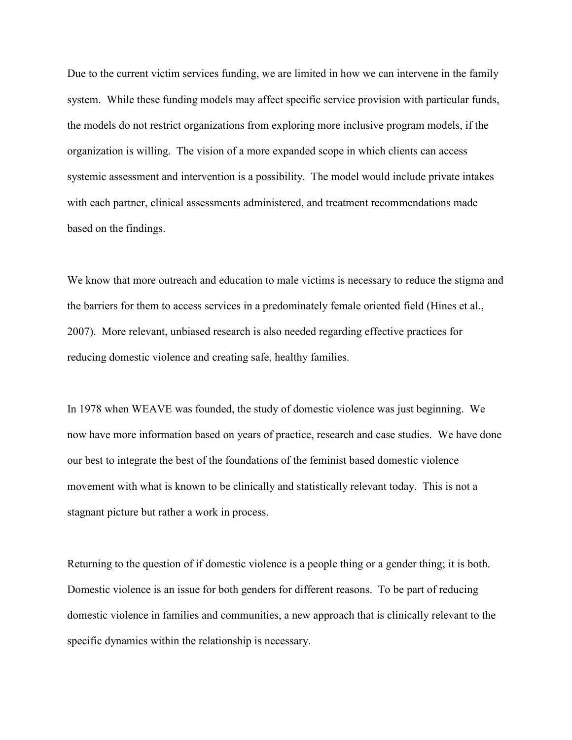Due to the current victim services funding, we are limited in how we can intervene in the family system. While these funding models may affect specific service provision with particular funds, the models do not restrict organizations from exploring more inclusive program models, if the organization is willing. The vision of a more expanded scope in which clients can access systemic assessment and intervention is a possibility. The model would include private intakes with each partner, clinical assessments administered, and treatment recommendations made based on the findings.

We know that more outreach and education to male victims is necessary to reduce the stigma and the barriers for them to access services in a predominately female oriented field (Hines et al., 2007). More relevant, unbiased research is also needed regarding effective practices for reducing domestic violence and creating safe, healthy families.

In 1978 when WEAVE was founded, the study of domestic violence was just beginning. We now have more information based on years of practice, research and case studies. We have done our best to integrate the best of the foundations of the feminist based domestic violence movement with what is known to be clinically and statistically relevant today. This is not a stagnant picture but rather a work in process.

Returning to the question of if domestic violence is a people thing or a gender thing; it is both. Domestic violence is an issue for both genders for different reasons. To be part of reducing domestic violence in families and communities, a new approach that is clinically relevant to the specific dynamics within the relationship is necessary.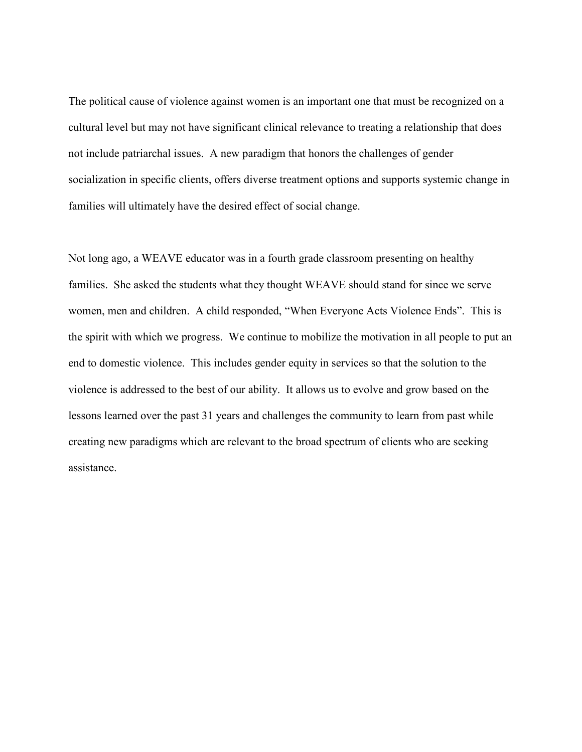The political cause of violence against women is an important one that must be recognized on a cultural level but may not have significant clinical relevance to treating a relationship that does not include patriarchal issues. A new paradigm that honors the challenges of gender socialization in specific clients, offers diverse treatment options and supports systemic change in families will ultimately have the desired effect of social change.

Not long ago, a WEAVE educator was in a fourth grade classroom presenting on healthy families. She asked the students what they thought WEAVE should stand for since we serve women, men and children. A child responded, "When Everyone Acts Violence Ends". This is the spirit with which we progress. We continue to mobilize the motivation in all people to put an end to domestic violence. This includes gender equity in services so that the solution to the violence is addressed to the best of our ability. It allows us to evolve and grow based on the lessons learned over the past 31 years and challenges the community to learn from past while creating new paradigms which are relevant to the broad spectrum of clients who are seeking assistance.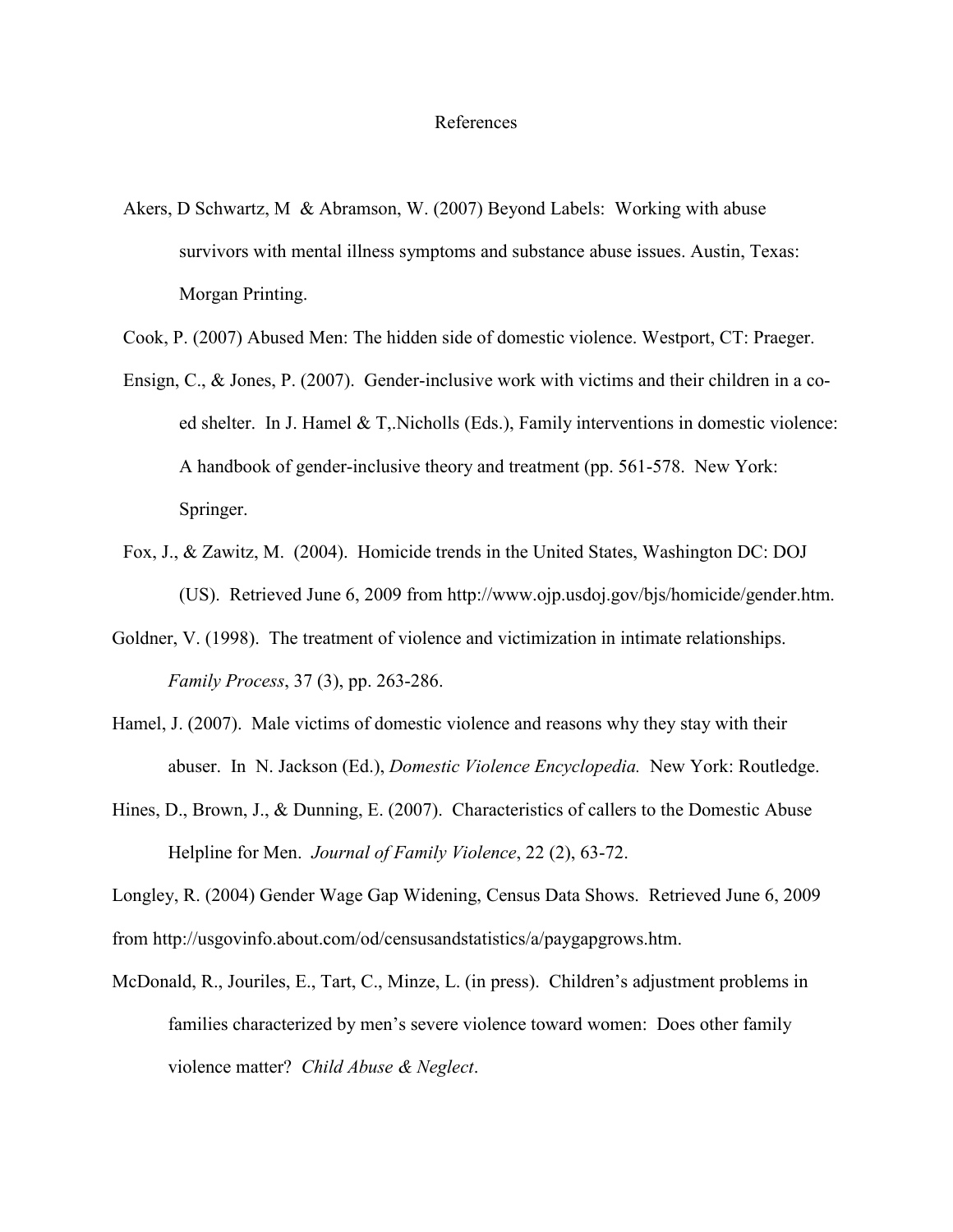# References

Akers, D Schwartz, M & Abramson, W. (2007) Beyond Labels: Working with abuse survivors with mental illness symptoms and substance abuse issues. Austin, Texas: Morgan Printing.

Cook, P. (2007) Abused Men: The hidden side of domestic violence. Westport, CT: Praeger.

Ensign, C., & Jones, P. (2007). Gender-inclusive work with victims and their children in a co-ed shelter. In J. Hamel & T,.Nicholls (Eds.), Family interventions in domestic violence: A handbook of gender-inclusive theory and treatment (pp. 561-578. New York: Springer.

Fox, J., & Zawitz, M. (2004). Homicide trends in the United States, Washington DC: DOJ (US). Retrieved June 6, 2009 from http://www.ojp.usdoj.gov/bjs/homicide/gender.htm.

Goldner, V. (1998). The treatment of violence and victimization in intimate relationships. *Family Process*, 37 (3), pp. 263-286.

Hamel, J. (2007). Male victims of domestic violence and reasons why they stay with their abuser. In N. Jackson (Ed.), *Domestic Violence Encyclopedia.* New York: Routledge.

Hines, D., Brown, J., & Dunning, E. (2007). Characteristics of callers to the Domestic Abuse Helpline for Men. *Journal of Family Violence*, 22 (2), 63-72.

Longley, R. (2004) Gender Wage Gap Widening, Census Data Shows. Retrieved June 6, 2009 from http://usgovinfo.about.com/od/censusandstatistics/a/paygapgrows.htm.

McDonald, R., Jouriles, E., Tart, C., Minze, L. (in press). Children's adjustment problems in families characterized by men's severe violence toward women: Does other family violence matter? *Child Abuse & Neglect*.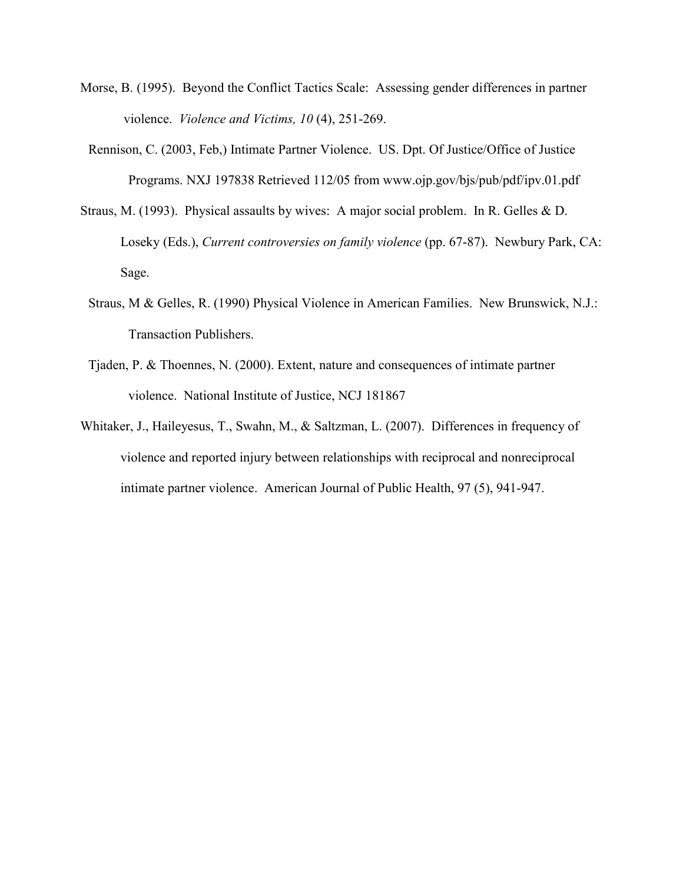Morse, B. (1995). Beyond the Conflict Tactics Scale: Assessing gender differences in partner violence. *Violence and Victims, 10* (4), 251-269.

Rennison, C. (2003, Feb,) Intimate Partner Violence. US. Dpt. Of Justice/Office of Justice Programs. NXJ 197838 Retrieved 112/05 from www.ojp.gov/bjs/pub/pdf/ipv.01.pdf

Straus, M. (1993). Physical assaults by wives: A major social problem. In R. Gelles & D. Loseky (Eds.), *Current controversies on family violence* (pp. 67-87). Newbury Park, CA: Sage.

Straus, M & Gelles, R. (1990) Physical Violence in American Families. New Brunswick, N.J.: Transaction Publishers.

Tjaden, P. & Thoennes, N. (2000). Extent, nature and consequences of intimate partner violence. National Institute of Justice, NCJ 181867

Whitaker, J., Haileyesus, T., Swahn, M., & Saltzman, L. (2007). Differences in frequency of violence and reported injury between relationships with reciprocal and nonreciprocal intimate partner violence. American Journal of Public Health, 97 (5), 941-947.